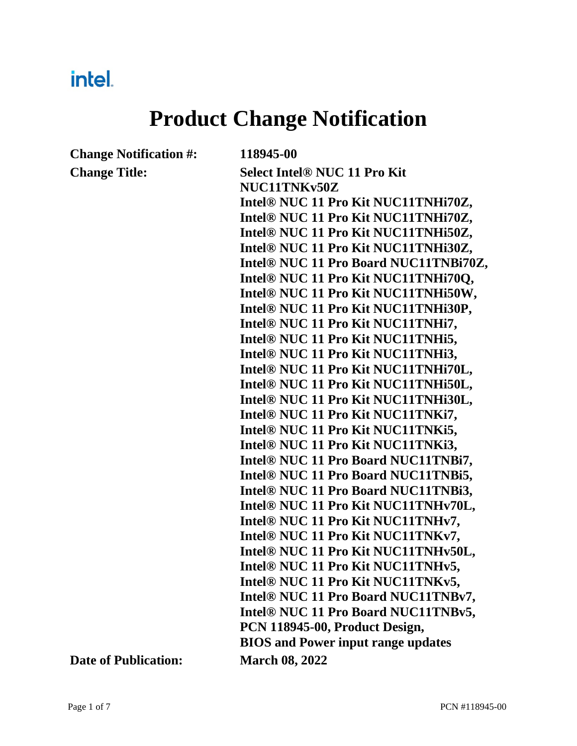intel.

# Product Change Notification

| | |
|---|---|
| **Change Notification #:** | **118945-00** |
| **Change Title:** | **Select Intel® NUC 11 Pro Kit NUC11TNKv50Z Intel® NUC 11 Pro Kit NUC11TNHi70Z, Intel® NUC 11 Pro Kit NUC11TNHi70Z, Intel® NUC 11 Pro Kit NUC11TNHi50Z, Intel® NUC 11 Pro Kit NUC11TNHi30Z, Intel® NUC 11 Pro Board NUC11TNBi70Z, Intel® NUC 11 Pro Kit NUC11TNHi70Q, Intel® NUC 11 Pro Kit NUC11TNHi50W, Intel® NUC 11 Pro Kit NUC11TNHi30P, Intel® NUC 11 Pro Kit NUC11TNHi7, Intel® NUC 11 Pro Kit NUC11TNHi5, Intel® NUC 11 Pro Kit NUC11TNHi3, Intel® NUC 11 Pro Kit NUC11TNHi70L, Intel® NUC 11 Pro Kit NUC11TNHi50L, Intel® NUC 11 Pro Kit NUC11TNHi30L, Intel® NUC 11 Pro Kit NUC11TNKi7, Intel® NUC 11 Pro Kit NUC11TNKi5, Intel® NUC 11 Pro Kit NUC11TNKi3, Intel® NUC 11 Pro Board NUC11TNBi7, Intel® NUC 11 Pro Board NUC11TNBi5, Intel® NUC 11 Pro Board NUC11TNBi3, Intel® NUC 11 Pro Kit NUC11TNHv70L, Intel® NUC 11 Pro Kit NUC11TNHv7, Intel® NUC 11 Pro Kit NUC11TNKv7, Intel® NUC 11 Pro Kit NUC11TNHv50L, Intel® NUC 11 Pro Kit NUC11TNHv5, Intel® NUC 11 Pro Kit NUC11TNKv5, Intel® NUC 11 Pro Board NUC11TNBv7, Intel® NUC 11 Pro Board NUC11TNBv5, PCN 118945-00, Product Design, BIOS and Power input range updates** |
| **Date of Publication:** | **March 08, 2022** |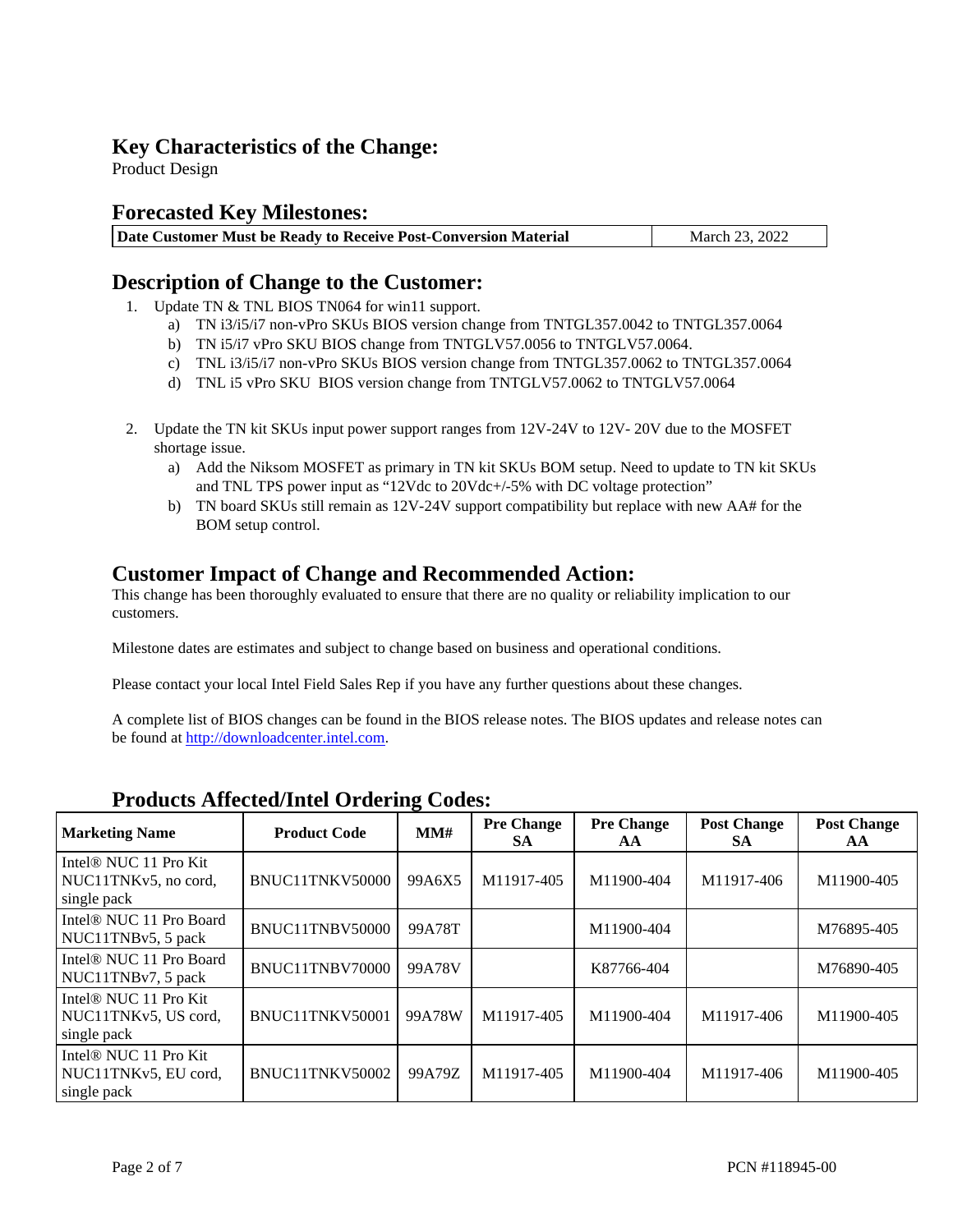## Key Characteristics of the Change:

Product Design

## Forecasted Key Milestones:

| **Date Customer Must be Ready to Receive Post-Conversion Material** | March 23, 2022 |
|---|---|

## Description of Change to the Customer:

1. Update TN & TNL BIOS TN064 for win11 support.
   a) TN i3/i5/i7 non-vPro SKUs BIOS version change from TNTGL357.0042 to TNTGL357.0064
   b) TN i5/i7 vPro SKU BIOS change from TNTGLV57.0056 to TNTGLV57.0064.
   c) TNL i3/i5/i7 non-vPro SKUs BIOS version change from TNTGL357.0062 to TNTGL357.0064
   d) TNL i5 vPro SKU BIOS version change from TNTGLV57.0062 to TNTGLV57.0064

2. Update the TN kit SKUs input power support ranges from 12V-24V to 12V- 20V due to the MOSFET shortage issue.
   a) Add the Niksom MOSFET as primary in TN kit SKUs BOM setup. Need to update to TN kit SKUs and TNL TPS power input as "12Vdc to 20Vdc+/-5% with DC voltage protection"
   b) TN board SKUs still remain as 12V-24V support compatibility but replace with new AA# for the BOM setup control.

## Customer Impact of Change and Recommended Action:

This change has been thoroughly evaluated to ensure that there are no quality or reliability implication to our customers.

Milestone dates are estimates and subject to change based on business and operational conditions.

Please contact your local Intel Field Sales Rep if you have any further questions about these changes.

A complete list of BIOS changes can be found in the BIOS release notes. The BIOS updates and release notes can be found at http://downloadcenter.intel.com.

## Products Affected/Intel Ordering Codes:

| Marketing Name | Product Code | MM# | Pre Change SA | Pre Change AA | Post Change SA | Post Change AA |
|---|---|---|---|---|---|---|
| Intel® NUC 11 Pro Kit NUC11TNKv5, no cord, single pack | BNUC11TNKV50000 | 99A6X5 | M11917-405 | M11900-404 | M11917-406 | M11900-405 |
| Intel® NUC 11 Pro Board NUC11TNBv5, 5 pack | BNUC11TNBV50000 | 99A78T | | M11900-404 | | M76895-405 |
| Intel® NUC 11 Pro Board NUC11TNBv7, 5 pack | BNUC11TNBV70000 | 99A78V | | K87766-404 | | M76890-405 |
| Intel® NUC 11 Pro Kit NUC11TNKv5, US cord, single pack | BNUC11TNKV50001 | 99A78W | M11917-405 | M11900-404 | M11917-406 | M11900-405 |
| Intel® NUC 11 Pro Kit NUC11TNKv5, EU cord, single pack | BNUC11TNKV50002 | 99A79Z | M11917-405 | M11900-404 | M11917-406 | M11900-405 |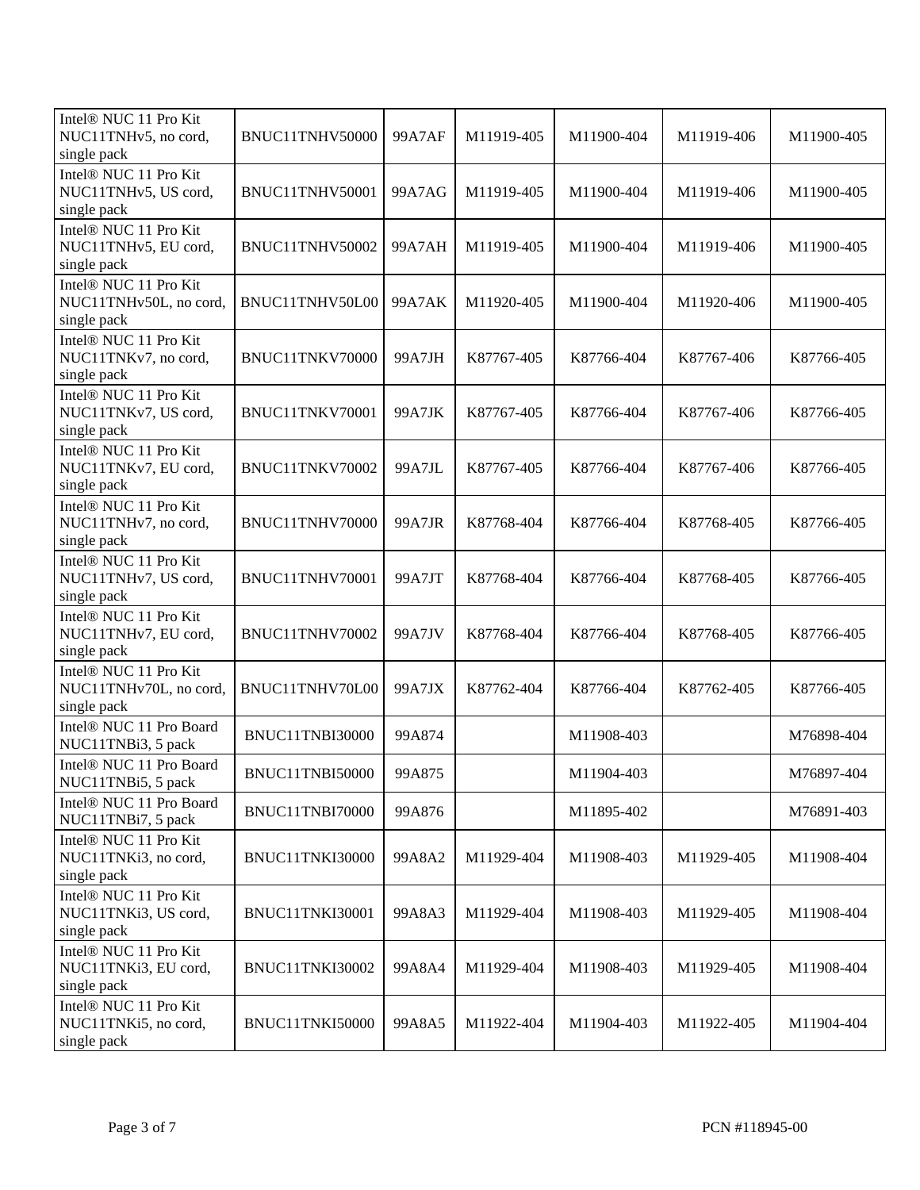| | | | | | | |
|---|---|---|---|---|---|---|
| Intel® NUC 11 Pro Kit NUC11TNHv5, no cord, single pack | BNUC11TNHV50000 | 99A7AF | M11919-405 | M11900-404 | M11919-406 | M11900-405 |
| Intel® NUC 11 Pro Kit NUC11TNHv5, US cord, single pack | BNUC11TNHV50001 | 99A7AG | M11919-405 | M11900-404 | M11919-406 | M11900-405 |
| Intel® NUC 11 Pro Kit NUC11TNHv5, EU cord, single pack | BNUC11TNHV50002 | 99A7AH | M11919-405 | M11900-404 | M11919-406 | M11900-405 |
| Intel® NUC 11 Pro Kit NUC11TNHv50L, no cord, single pack | BNUC11TNHV50L00 | 99A7AK | M11920-405 | M11900-404 | M11920-406 | M11900-405 |
| Intel® NUC 11 Pro Kit NUC11TNKv7, no cord, single pack | BNUC11TNKV70000 | 99A7JH | K87767-405 | K87766-404 | K87767-406 | K87766-405 |
| Intel® NUC 11 Pro Kit NUC11TNKv7, US cord, single pack | BNUC11TNKV70001 | 99A7JK | K87767-405 | K87766-404 | K87767-406 | K87766-405 |
| Intel® NUC 11 Pro Kit NUC11TNKv7, EU cord, single pack | BNUC11TNKV70002 | 99A7JL | K87767-405 | K87766-404 | K87767-406 | K87766-405 |
| Intel® NUC 11 Pro Kit NUC11TNHv7, no cord, single pack | BNUC11TNHV70000 | 99A7JR | K87768-404 | K87766-404 | K87768-405 | K87766-405 |
| Intel® NUC 11 Pro Kit NUC11TNHv7, US cord, single pack | BNUC11TNHV70001 | 99A7JT | K87768-404 | K87766-404 | K87768-405 | K87766-405 |
| Intel® NUC 11 Pro Kit NUC11TNHv7, EU cord, single pack | BNUC11TNHV70002 | 99A7JV | K87768-404 | K87766-404 | K87768-405 | K87766-405 |
| Intel® NUC 11 Pro Kit NUC11TNHv70L, no cord, single pack | BNUC11TNHV70L00 | 99A7JX | K87762-404 | K87766-404 | K87762-405 | K87766-405 |
| Intel® NUC 11 Pro Board NUC11TNBi3, 5 pack | BNUC11TNBI30000 | 99A874 | | M11908-403 | | M76898-404 |
| Intel® NUC 11 Pro Board NUC11TNBi5, 5 pack | BNUC11TNBI50000 | 99A875 | | M11904-403 | | M76897-404 |
| Intel® NUC 11 Pro Board NUC11TNBi7, 5 pack | BNUC11TNBI70000 | 99A876 | | M11895-402 | | M76891-403 |
| Intel® NUC 11 Pro Kit NUC11TNKi3, no cord, single pack | BNUC11TNKI30000 | 99A8A2 | M11929-404 | M11908-403 | M11929-405 | M11908-404 |
| Intel® NUC 11 Pro Kit NUC11TNKi3, US cord, single pack | BNUC11TNKI30001 | 99A8A3 | M11929-404 | M11908-403 | M11929-405 | M11908-404 |
| Intel® NUC 11 Pro Kit NUC11TNKi3, EU cord, single pack | BNUC11TNKI30002 | 99A8A4 | M11929-404 | M11908-403 | M11929-405 | M11908-404 |
| Intel® NUC 11 Pro Kit NUC11TNKi5, no cord, single pack | BNUC11TNKI50000 | 99A8A5 | M11922-404 | M11904-403 | M11922-405 | M11904-404 |

PCN #118945-00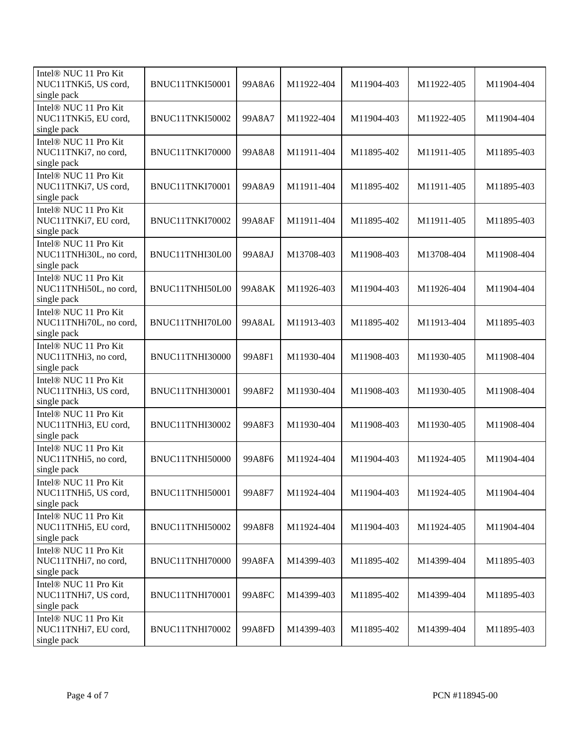| | | | | | | |
|---|---|---|---|---|---|---|
| Intel® NUC 11 Pro Kit NUC11TNKi5, US cord, single pack | BNUC11TNKI50001 | 99A8A6 | M11922-404 | M11904-403 | M11922-405 | M11904-404 |
| Intel® NUC 11 Pro Kit NUC11TNKi5, EU cord, single pack | BNUC11TNKI50002 | 99A8A7 | M11922-404 | M11904-403 | M11922-405 | M11904-404 |
| Intel® NUC 11 Pro Kit NUC11TNKi7, no cord, single pack | BNUC11TNKI70000 | 99A8A8 | M11911-404 | M11895-402 | M11911-405 | M11895-403 |
| Intel® NUC 11 Pro Kit NUC11TNKi7, US cord, single pack | BNUC11TNKI70001 | 99A8A9 | M11911-404 | M11895-402 | M11911-405 | M11895-403 |
| Intel® NUC 11 Pro Kit NUC11TNKi7, EU cord, single pack | BNUC11TNKI70002 | 99A8AF | M11911-404 | M11895-402 | M11911-405 | M11895-403 |
| Intel® NUC 11 Pro Kit NUC11TNHi30L, no cord, single pack | BNUC11TNHI30L00 | 99A8AJ | M13708-403 | M11908-403 | M13708-404 | M11908-404 |
| Intel® NUC 11 Pro Kit NUC11TNHi50L, no cord, single pack | BNUC11TNHI50L00 | 99A8AK | M11926-403 | M11904-403 | M11926-404 | M11904-404 |
| Intel® NUC 11 Pro Kit NUC11TNHi70L, no cord, single pack | BNUC11TNHI70L00 | 99A8AL | M11913-403 | M11895-402 | M11913-404 | M11895-403 |
| Intel® NUC 11 Pro Kit NUC11TNHi3, no cord, single pack | BNUC11TNHI30000 | 99A8F1 | M11930-404 | M11908-403 | M11930-405 | M11908-404 |
| Intel® NUC 11 Pro Kit NUC11TNHi3, US cord, single pack | BNUC11TNHI30001 | 99A8F2 | M11930-404 | M11908-403 | M11930-405 | M11908-404 |
| Intel® NUC 11 Pro Kit NUC11TNHi3, EU cord, single pack | BNUC11TNHI30002 | 99A8F3 | M11930-404 | M11908-403 | M11930-405 | M11908-404 |
| Intel® NUC 11 Pro Kit NUC11TNHi5, no cord, single pack | BNUC11TNHI50000 | 99A8F6 | M11924-404 | M11904-403 | M11924-405 | M11904-404 |
| Intel® NUC 11 Pro Kit NUC11TNHi5, US cord, single pack | BNUC11TNHI50001 | 99A8F7 | M11924-404 | M11904-403 | M11924-405 | M11904-404 |
| Intel® NUC 11 Pro Kit NUC11TNHi5, EU cord, single pack | BNUC11TNHI50002 | 99A8F8 | M11924-404 | M11904-403 | M11924-405 | M11904-404 |
| Intel® NUC 11 Pro Kit NUC11TNHi7, no cord, single pack | BNUC11TNHI70000 | 99A8FA | M14399-403 | M11895-402 | M14399-404 | M11895-403 |
| Intel® NUC 11 Pro Kit NUC11TNHi7, US cord, single pack | BNUC11TNHI70001 | 99A8FC | M14399-403 | M11895-402 | M14399-404 | M11895-403 |
| Intel® NUC 11 Pro Kit NUC11TNHi7, EU cord, single pack | BNUC11TNHI70002 | 99A8FD | M14399-403 | M11895-402 | M14399-404 | M11895-403 |

PCN #118945-00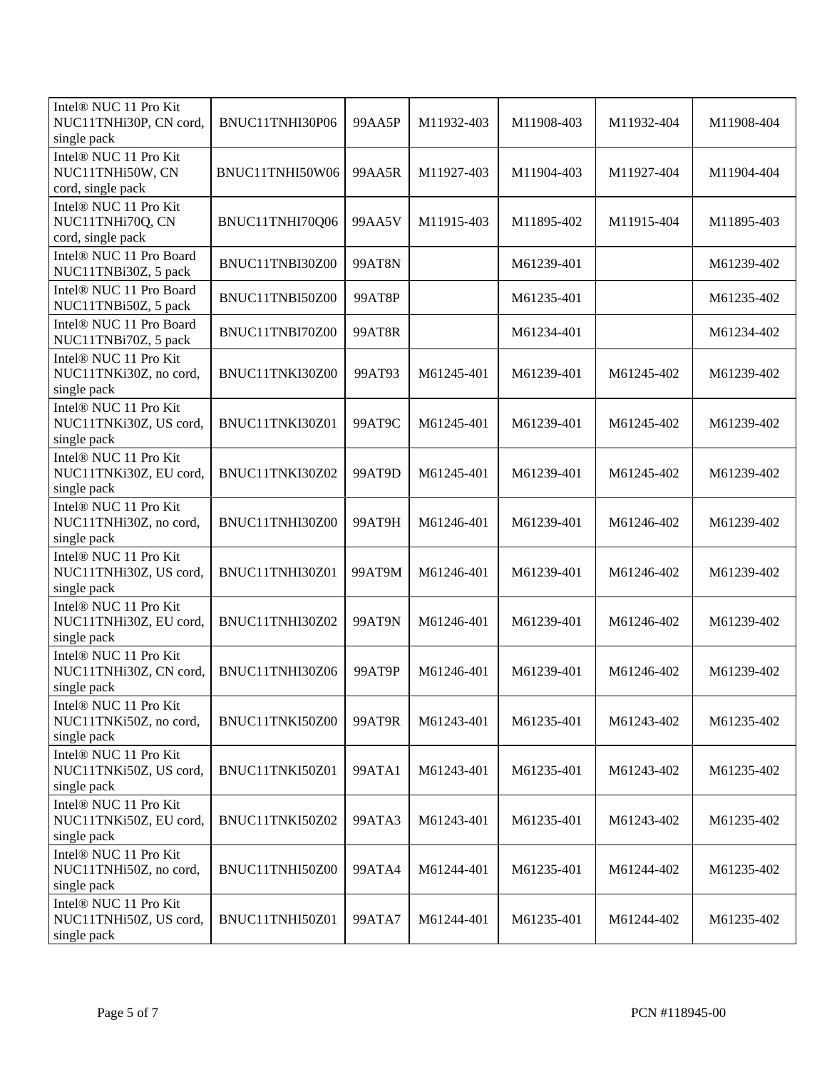| Intel® NUC 11 Pro Kit NUC11TNHi30P, CN cord, single pack | BNUC11TNHI30P06 | 99AA5P | M11932-403 | M11908-403 | M11932-404 | M11908-404 |
|---|---|---|---|---|---|---|
| Intel® NUC 11 Pro Kit NUC11TNHi50W, CN cord, single pack | BNUC11TNHI50W06 | 99AA5R | M11927-403 | M11904-403 | M11927-404 | M11904-404 |
| Intel® NUC 11 Pro Kit NUC11TNHi70Q, CN cord, single pack | BNUC11TNHI70Q06 | 99AA5V | M11915-403 | M11895-402 | M11915-404 | M11895-403 |
| Intel® NUC 11 Pro Board NUC11TNBi30Z, 5 pack | BNUC11TNBI30Z00 | 99AT8N | | M61239-401 | | M61239-402 |
| Intel® NUC 11 Pro Board NUC11TNBi50Z, 5 pack | BNUC11TNBI50Z00 | 99AT8P | | M61235-401 | | M61235-402 |
| Intel® NUC 11 Pro Board NUC11TNBi70Z, 5 pack | BNUC11TNBI70Z00 | 99AT8R | | M61234-401 | | M61234-402 |
| Intel® NUC 11 Pro Kit NUC11TNKi30Z, no cord, single pack | BNUC11TNKI30Z00 | 99AT93 | M61245-401 | M61239-401 | M61245-402 | M61239-402 |
| Intel® NUC 11 Pro Kit NUC11TNKi30Z, US cord, single pack | BNUC11TNKI30Z01 | 99AT9C | M61245-401 | M61239-401 | M61245-402 | M61239-402 |
| Intel® NUC 11 Pro Kit NUC11TNKi30Z, EU cord, single pack | BNUC11TNKI30Z02 | 99AT9D | M61245-401 | M61239-401 | M61245-402 | M61239-402 |
| Intel® NUC 11 Pro Kit NUC11TNHi30Z, no cord, single pack | BNUC11TNHI30Z00 | 99AT9H | M61246-401 | M61239-401 | M61246-402 | M61239-402 |
| Intel® NUC 11 Pro Kit NUC11TNHi30Z, US cord, single pack | BNUC11TNHI30Z01 | 99AT9M | M61246-401 | M61239-401 | M61246-402 | M61239-402 |
| Intel® NUC 11 Pro Kit NUC11TNHi30Z, EU cord, single pack | BNUC11TNHI30Z02 | 99AT9N | M61246-401 | M61239-401 | M61246-402 | M61239-402 |
| Intel® NUC 11 Pro Kit NUC11TNHi30Z, CN cord, single pack | BNUC11TNHI30Z06 | 99AT9P | M61246-401 | M61239-401 | M61246-402 | M61239-402 |
| Intel® NUC 11 Pro Kit NUC11TNKi50Z, no cord, single pack | BNUC11TNKI50Z00 | 99AT9R | M61243-401 | M61235-401 | M61243-402 | M61235-402 |
| Intel® NUC 11 Pro Kit NUC11TNKi50Z, US cord, single pack | BNUC11TNKI50Z01 | 99ATA1 | M61243-401 | M61235-401 | M61243-402 | M61235-402 |
| Intel® NUC 11 Pro Kit NUC11TNKi50Z, EU cord, single pack | BNUC11TNKI50Z02 | 99ATA3 | M61243-401 | M61235-401 | M61243-402 | M61235-402 |
| Intel® NUC 11 Pro Kit NUC11TNHi50Z, no cord, single pack | BNUC11TNHI50Z00 | 99ATA4 | M61244-401 | M61235-401 | M61244-402 | M61235-402 |
| Intel® NUC 11 Pro Kit NUC11TNHi50Z, US cord, single pack | BNUC11TNHI50Z01 | 99ATA7 | M61244-401 | M61235-401 | M61244-402 | M61235-402 |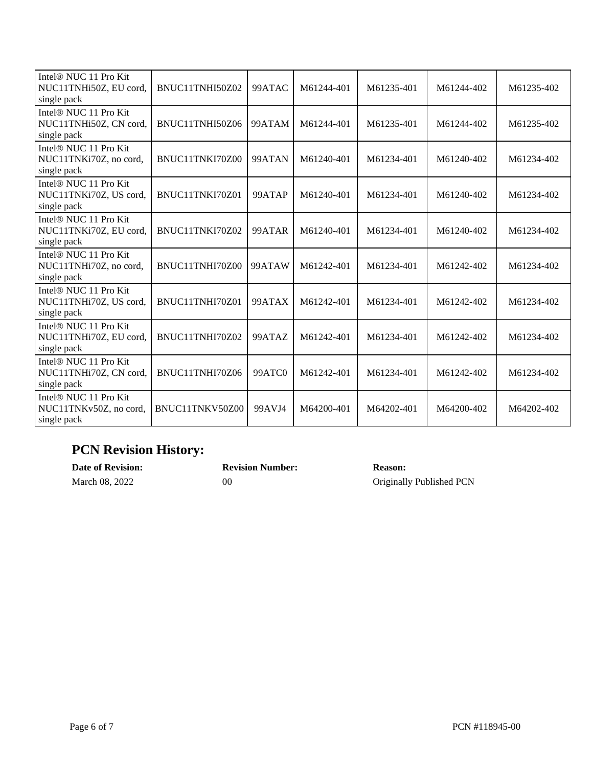| | | | | | | |
|---|---|---|---|---|---|---|
| Intel® NUC 11 Pro Kit NUC11TNHi50Z, EU cord, single pack | BNUC11TNHI50Z02 | 99ATAC | M61244-401 | M61235-401 | M61244-402 | M61235-402 |
| Intel® NUC 11 Pro Kit NUC11TNHi50Z, CN cord, single pack | BNUC11TNHI50Z06 | 99ATAM | M61244-401 | M61235-401 | M61244-402 | M61235-402 |
| Intel® NUC 11 Pro Kit NUC11TNKi70Z, no cord, single pack | BNUC11TNKI70Z00 | 99ATAN | M61240-401 | M61234-401 | M61240-402 | M61234-402 |
| Intel® NUC 11 Pro Kit NUC11TNKi70Z, US cord, single pack | BNUC11TNKI70Z01 | 99ATAP | M61240-401 | M61234-401 | M61240-402 | M61234-402 |
| Intel® NUC 11 Pro Kit NUC11TNKi70Z, EU cord, single pack | BNUC11TNKI70Z02 | 99ATAR | M61240-401 | M61234-401 | M61240-402 | M61234-402 |
| Intel® NUC 11 Pro Kit NUC11TNHi70Z, no cord, single pack | BNUC11TNHI70Z00 | 99ATAW | M61242-401 | M61234-401 | M61242-402 | M61234-402 |
| Intel® NUC 11 Pro Kit NUC11TNHi70Z, US cord, single pack | BNUC11TNHI70Z01 | 99ATAX | M61242-401 | M61234-401 | M61242-402 | M61234-402 |
| Intel® NUC 11 Pro Kit NUC11TNHi70Z, EU cord, single pack | BNUC11TNHI70Z02 | 99ATAZ | M61242-401 | M61234-401 | M61242-402 | M61234-402 |
| Intel® NUC 11 Pro Kit NUC11TNHi70Z, CN cord, single pack | BNUC11TNHI70Z06 | 99ATC0 | M61242-401 | M61234-401 | M61242-402 | M61234-402 |
| Intel® NUC 11 Pro Kit NUC11TNKv50Z, no cord, single pack | BNUC11TNKV50Z00 | 99AVJ4 | M64200-401 | M64202-401 | M64200-402 | M64202-402 |

## PCN Revision History:

| **Date of Revision:** | **Revision Number:** | **Reason:** |
|---|---|---|
| March 08, 2022 | 00 | Originally Published PCN |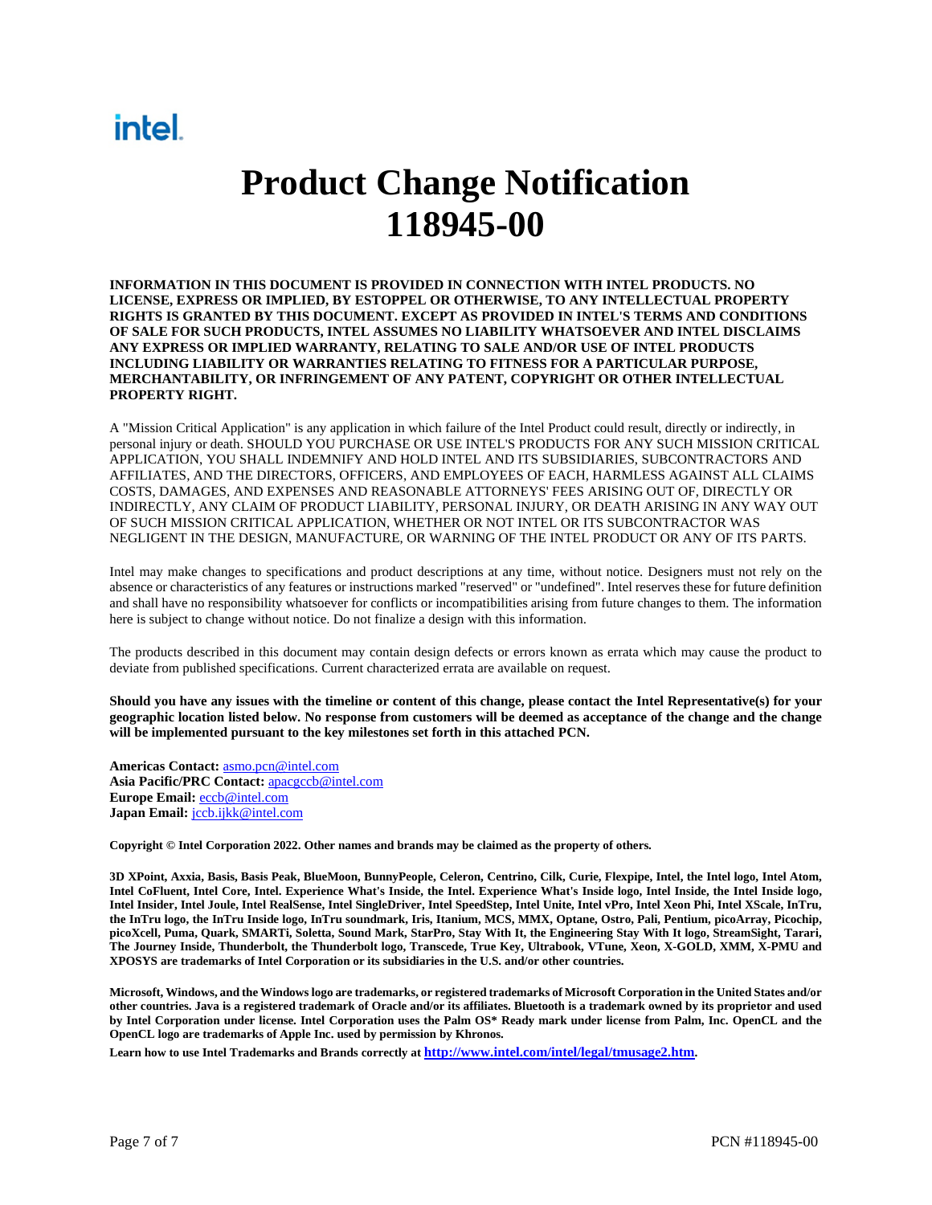intel.

# Product Change Notification 118945-00

**INFORMATION IN THIS DOCUMENT IS PROVIDED IN CONNECTION WITH INTEL PRODUCTS. NO LICENSE, EXPRESS OR IMPLIED, BY ESTOPPEL OR OTHERWISE, TO ANY INTELLECTUAL PROPERTY RIGHTS IS GRANTED BY THIS DOCUMENT. EXCEPT AS PROVIDED IN INTEL'S TERMS AND CONDITIONS OF SALE FOR SUCH PRODUCTS, INTEL ASSUMES NO LIABILITY WHATSOEVER AND INTEL DISCLAIMS ANY EXPRESS OR IMPLIED WARRANTY, RELATING TO SALE AND/OR USE OF INTEL PRODUCTS INCLUDING LIABILITY OR WARRANTIES RELATING TO FITNESS FOR A PARTICULAR PURPOSE, MERCHANTABILITY, OR INFRINGEMENT OF ANY PATENT, COPYRIGHT OR OTHER INTELLECTUAL PROPERTY RIGHT.**

A "Mission Critical Application" is any application in which failure of the Intel Product could result, directly or indirectly, in personal injury or death. SHOULD YOU PURCHASE OR USE INTEL'S PRODUCTS FOR ANY SUCH MISSION CRITICAL APPLICATION, YOU SHALL INDEMNIFY AND HOLD INTEL AND ITS SUBSIDIARIES, SUBCONTRACTORS AND AFFILIATES, AND THE DIRECTORS, OFFICERS, AND EMPLOYEES OF EACH, HARMLESS AGAINST ALL CLAIMS COSTS, DAMAGES, AND EXPENSES AND REASONABLE ATTORNEYS' FEES ARISING OUT OF, DIRECTLY OR INDIRECTLY, ANY CLAIM OF PRODUCT LIABILITY, PERSONAL INJURY, OR DEATH ARISING IN ANY WAY OUT OF SUCH MISSION CRITICAL APPLICATION, WHETHER OR NOT INTEL OR ITS SUBCONTRACTOR WAS NEGLIGENT IN THE DESIGN, MANUFACTURE, OR WARNING OF THE INTEL PRODUCT OR ANY OF ITS PARTS.

Intel may make changes to specifications and product descriptions at any time, without notice. Designers must not rely on the absence or characteristics of any features or instructions marked "reserved" or "undefined". Intel reserves these for future definition and shall have no responsibility whatsoever for conflicts or incompatibilities arising from future changes to them. The information here is subject to change without notice. Do not finalize a design with this information.

The products described in this document may contain design defects or errors known as errata which may cause the product to deviate from published specifications. Current characterized errata are available on request.

**Should you have any issues with the timeline or content of this change, please contact the Intel Representative(s) for your geographic location listed below. No response from customers will be deemed as acceptance of the change and the change will be implemented pursuant to the key milestones set forth in this attached PCN.**

**Americas Contact:** asmo.pcn@intel.com
**Asia Pacific/PRC Contact:** apacgccb@intel.com
**Europe Email:** eccb@intel.com
**Japan Email:** jccb.ijkk@intel.com

**Copyright © Intel Corporation 2022. Other names and brands may be claimed as the property of others.**

**3D XPoint, Axxia, Basis, Basis Peak, BlueMoon, BunnyPeople, Celeron, Centrino, Cilk, Curie, Flexpipe, Intel, the Intel logo, Intel Atom, Intel CoFluent, Intel Core, Intel. Experience What's Inside, the Intel. Experience What's Inside logo, Intel Inside, the Intel Inside logo, Intel Insider, Intel Joule, Intel RealSense, Intel SingleDriver, Intel SpeedStep, Intel Unite, Intel vPro, Intel Xeon Phi, Intel XScale, InTru, the InTru logo, the InTru Inside logo, InTru soundmark, Iris, Itanium, MCS, MMX, Optane, Ostro, Pali, Pentium, picoArray, Picochip, picoXcell, Puma, Quark, SMARTi, Soletta, Sound Mark, StarPro, Stay With It, the Engineering Stay With It logo, StreamSight, Tarari, The Journey Inside, Thunderbolt, the Thunderbolt logo, Transcede, True Key, Ultrabook, VTune, Xeon, X-GOLD, XMM, X-PMU and XPOSYS are trademarks of Intel Corporation or its subsidiaries in the U.S. and/or other countries.**

**Microsoft, Windows, and the Windows logo are trademarks, or registered trademarks of Microsoft Corporation in the United States and/or other countries. Java is a registered trademark of Oracle and/or its affiliates. Bluetooth is a trademark owned by its proprietor and used by Intel Corporation under license. Intel Corporation uses the Palm OS* Ready mark under license from Palm, Inc. OpenCL and the OpenCL logo are trademarks of Apple Inc. used by permission by Khronos.**

**Learn how to use Intel Trademarks and Brands correctly at http://www.intel.com/intel/legal/tmusage2.htm.**